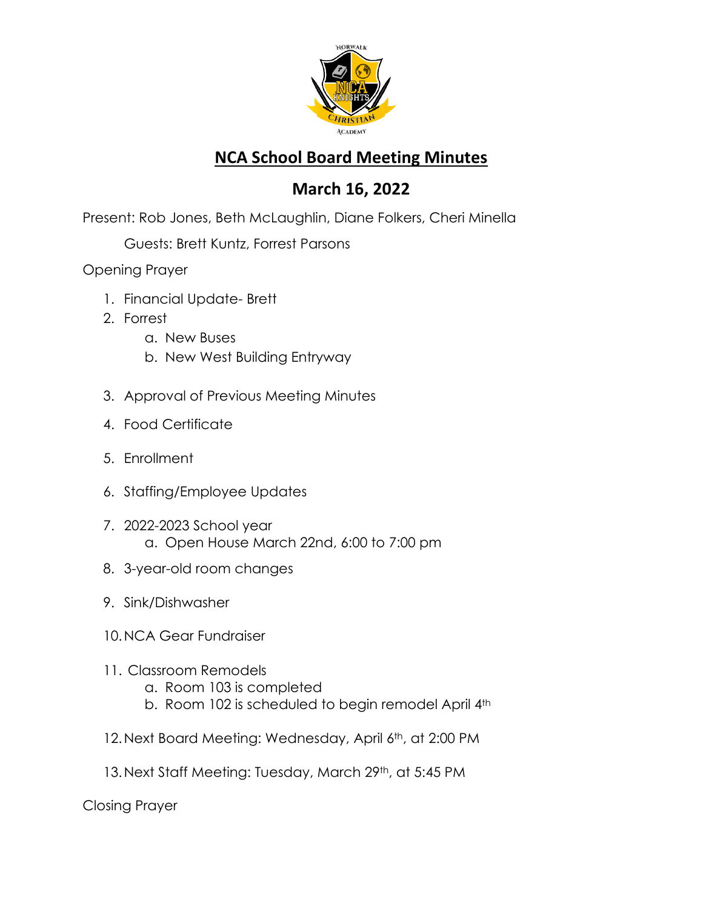# NCA School Board Meeting Minutes

## March 16, 2022

Present: Rob Jones, Beth McLaughlin, Diane Folkers, Cheri Minella

Guests: Brett Kuntz, Forrest Parsons

Opening Prayer

1. Financial Update- Brett
2. Forrest
   a. New Buses
   b. New West Building Entryway
3. Approval of Previous Meeting Minutes
4. Food Certificate
5. Enrollment
6. Staffing/Employee Updates
7. 2022-2023 School year
   a. Open House March 22nd, 6:00 to 7:00 pm
8. 3-year-old room changes
9. Sink/Dishwasher
10. NCA Gear Fundraiser
11. Classroom Remodels
    a. Room 103 is completed
    b. Room 102 is scheduled to begin remodel April 4th
12. Next Board Meeting: Wednesday, April 6th, at 2:00 PM
13. Next Staff Meeting: Tuesday, March 29th, at 5:45 PM

Closing Prayer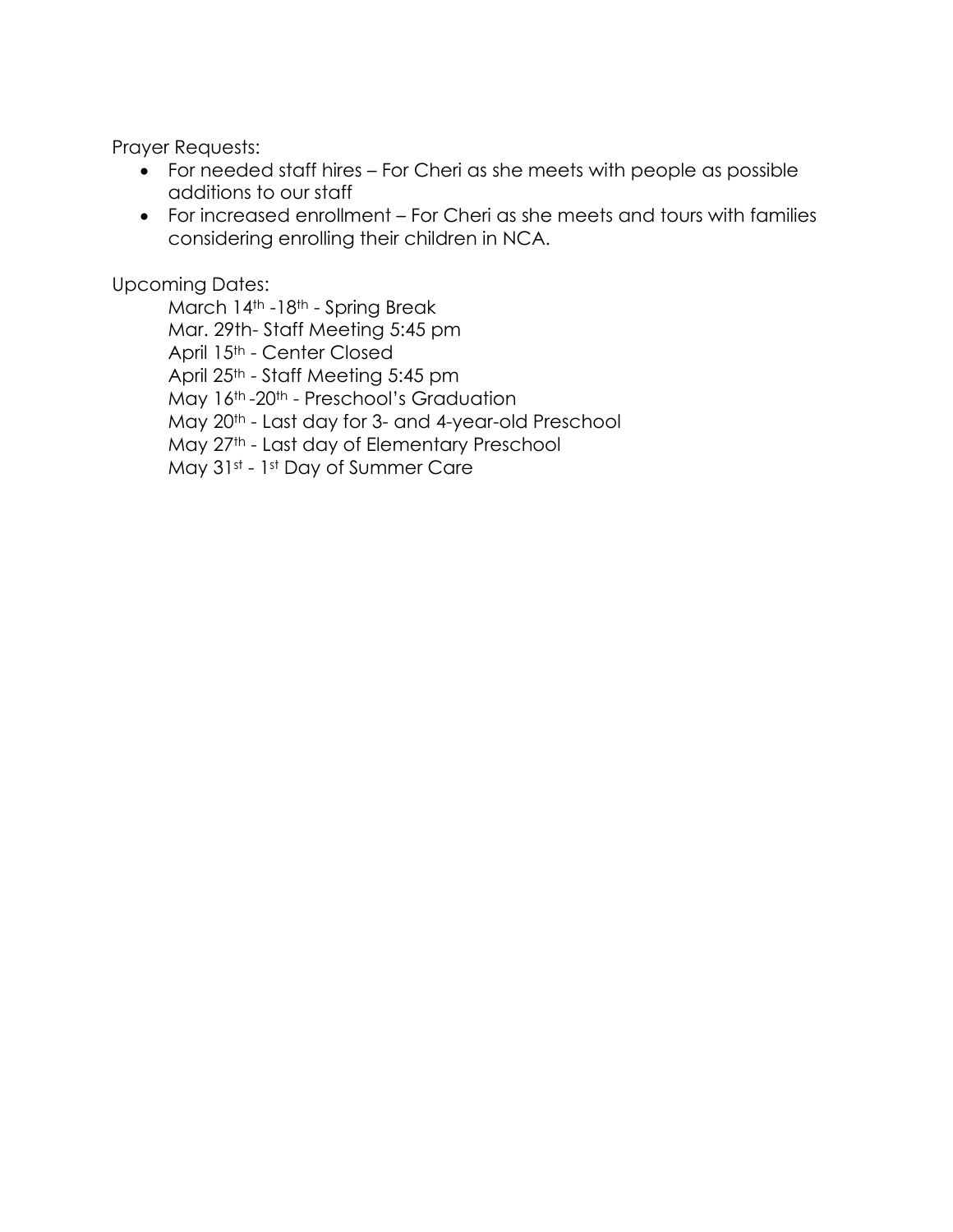Prayer Requests:

- For needed staff hires – For Cheri as she meets with people as possible additions to our staff
- For increased enrollment – For Cheri as she meets and tours with families considering enrolling their children in NCA.

Upcoming Dates:

March 14th -18th - Spring Break
Mar. 29th- Staff Meeting 5:45 pm
April 15th - Center Closed
April 25th - Staff Meeting 5:45 pm
May 16th -20th - Preschool's Graduation
May 20th - Last day for 3- and 4-year-old Preschool
May 27th - Last day of Elementary Preschool
May 31st - 1st Day of Summer Care